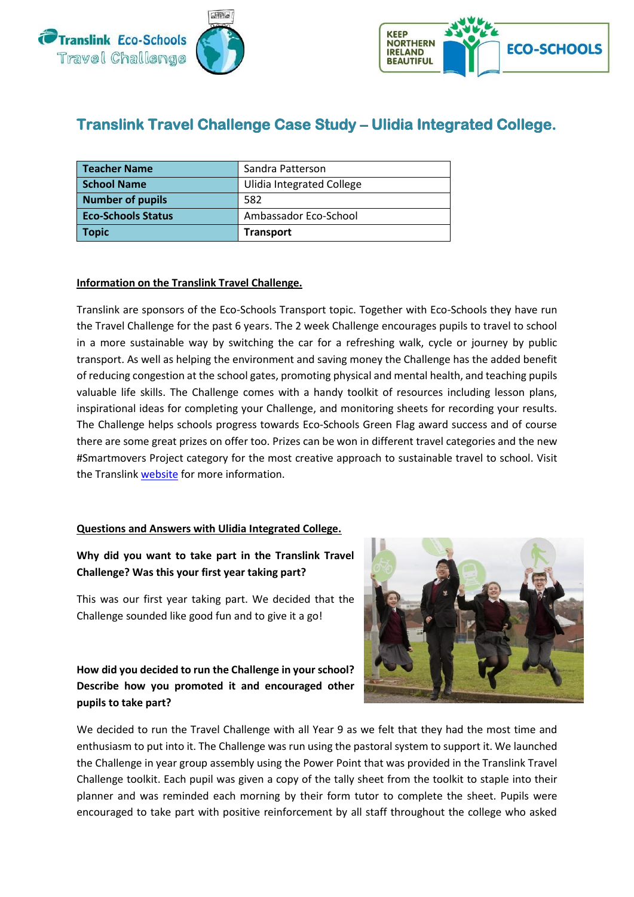# Translink Travel Challenge Case Study – Ulidia Integrated College.

| Teacher Name | Sandra Patterson |
|---|---|
| School Name | Ulidia Integrated College |
| Number of pupils | 582 |
| Eco-Schools Status | Ambassador Eco-School |
| Topic | **Transport** |

**Information on the Translink Travel Challenge.**

Translink are sponsors of the Eco-Schools Transport topic. Together with Eco-Schools they have run the Travel Challenge for the past 6 years. The 2 week Challenge encourages pupils to travel to school in a more sustainable way by switching the car for a refreshing walk, cycle or journey by public transport. As well as helping the environment and saving money the Challenge has the added benefit of reducing congestion at the school gates, promoting physical and mental health, and teaching pupils valuable life skills. The Challenge comes with a handy toolkit of resources including lesson plans, inspirational ideas for completing your Challenge, and monitoring sheets for recording your results. The Challenge helps schools progress towards Eco-Schools Green Flag award success and of course there are some great prizes on offer too. Prizes can be won in different travel categories and the new #Smartmovers Project category for the most creative approach to sustainable travel to school. Visit the Translink website for more information.

**Questions and Answers with Ulidia Integrated College.**

**Why did you want to take part in the Translink Travel Challenge? Was this your first year taking part?**

This was our first year taking part. We decided that the Challenge sounded like good fun and to give it a go!

**How did you decided to run the Challenge in your school? Describe how you promoted it and encouraged other pupils to take part?**

We decided to run the Travel Challenge with all Year 9 as we felt that they had the most time and enthusiasm to put into it. The Challenge was run using the pastoral system to support it. We launched the Challenge in year group assembly using the Power Point that was provided in the Translink Travel Challenge toolkit. Each pupil was given a copy of the tally sheet from the toolkit to staple into their planner and was reminded each morning by their form tutor to complete the sheet. Pupils were encouraged to take part with positive reinforcement by all staff throughout the college who asked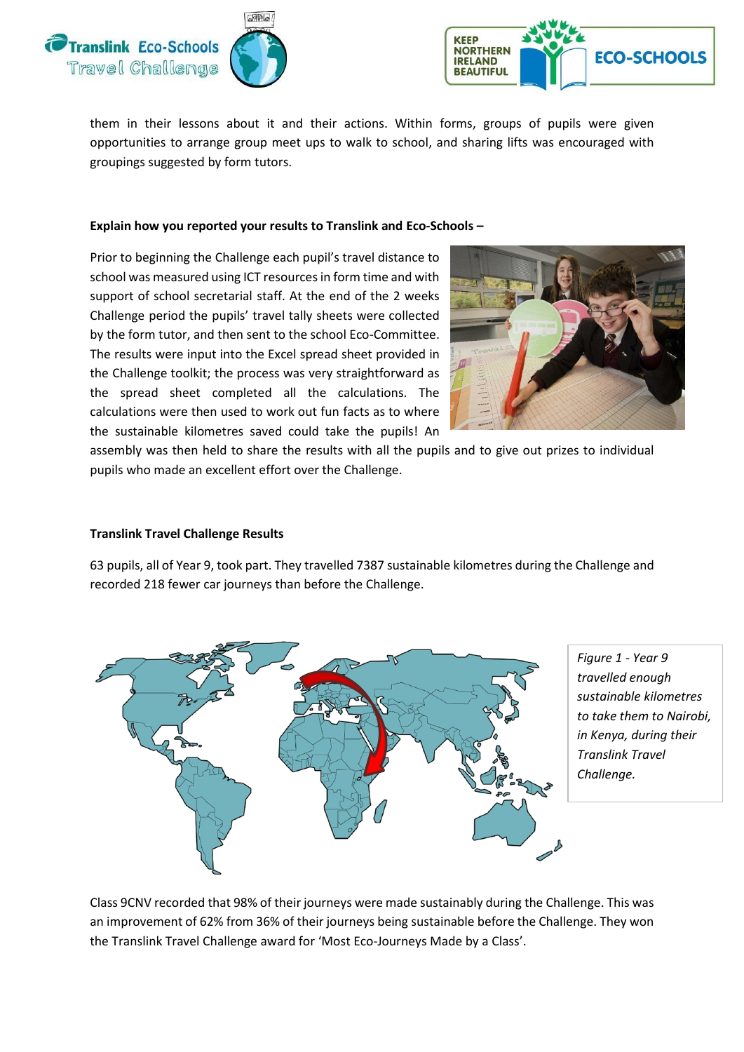them in their lessons about it and their actions. Within forms, groups of pupils were given opportunities to arrange group meet ups to walk to school, and sharing lifts was encouraged with groupings suggested by form tutors.

**Explain how you reported your results to Translink and Eco-Schools –**

Prior to beginning the Challenge each pupil's travel distance to school was measured using ICT resources in form time and with support of school secretarial staff. At the end of the 2 weeks Challenge period the pupils' travel tally sheets were collected by the form tutor, and then sent to the school Eco-Committee. The results were input into the Excel spread sheet provided in the Challenge toolkit; the process was very straightforward as the spread sheet completed all the calculations. The calculations were then used to work out fun facts as to where the sustainable kilometres saved could take the pupils! An assembly was then held to share the results with all the pupils and to give out prizes to individual pupils who made an excellent effort over the Challenge.

**Translink Travel Challenge Results**

63 pupils, all of Year 9, took part. They travelled 7387 sustainable kilometres during the Challenge and recorded 218 fewer car journeys than before the Challenge.

*Figure 1 - Year 9 travelled enough sustainable kilometres to take them to Nairobi, in Kenya, during their Translink Travel Challenge.*

Class 9CNV recorded that 98% of their journeys were made sustainably during the Challenge. This was an improvement of 62% from 36% of their journeys being sustainable before the Challenge. They won the Translink Travel Challenge award for 'Most Eco-Journeys Made by a Class'.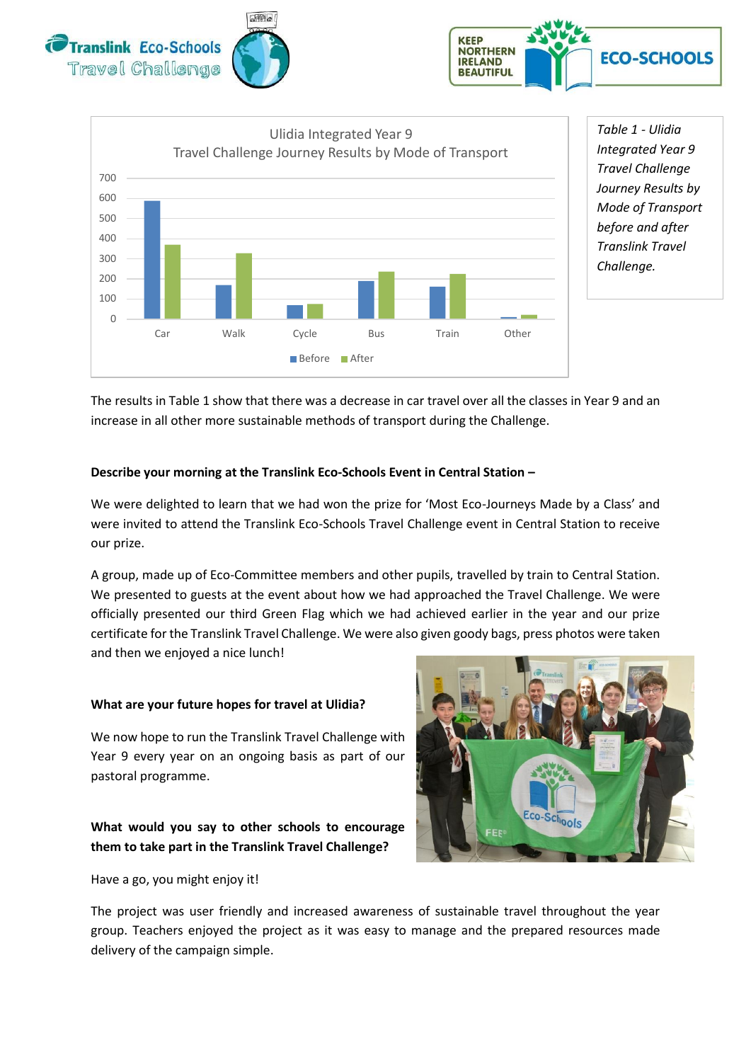Ulidia Integrated Year 9
Travel Challenge Journey Results by Mode of Transport

700
600
500
400
300
200
100
0

Car
Walk
Cycle
Bus
Train
Other

Before
After

*Table 1 - Ulidia Integrated Year 9 Travel Challenge Journey Results by Mode of Transport before and after Translink Travel Challenge.*

The results in Table 1 show that there was a decrease in car travel over all the classes in Year 9 and an increase in all other more sustainable methods of transport during the Challenge.

**Describe your morning at the Translink Eco-Schools Event in Central Station –**

We were delighted to learn that we had won the prize for 'Most Eco-Journeys Made by a Class' and were invited to attend the Translink Eco-Schools Travel Challenge event in Central Station to receive our prize.

A group, made up of Eco-Committee members and other pupils, travelled by train to Central Station. We presented to guests at the event about how we had approached the Travel Challenge. We were officially presented our third Green Flag which we had achieved earlier in the year and our prize certificate for the Translink Travel Challenge. We were also given goody bags, press photos were taken and then we enjoyed a nice lunch!

**What are your future hopes for travel at Ulidia?**

We now hope to run the Translink Travel Challenge with Year 9 every year on an ongoing basis as part of our pastoral programme.

**What would you say to other schools to encourage them to take part in the Translink Travel Challenge?**

Have a go, you might enjoy it!

The project was user friendly and increased awareness of sustainable travel throughout the year group. Teachers enjoyed the project as it was easy to manage and the prepared resources made delivery of the campaign simple.